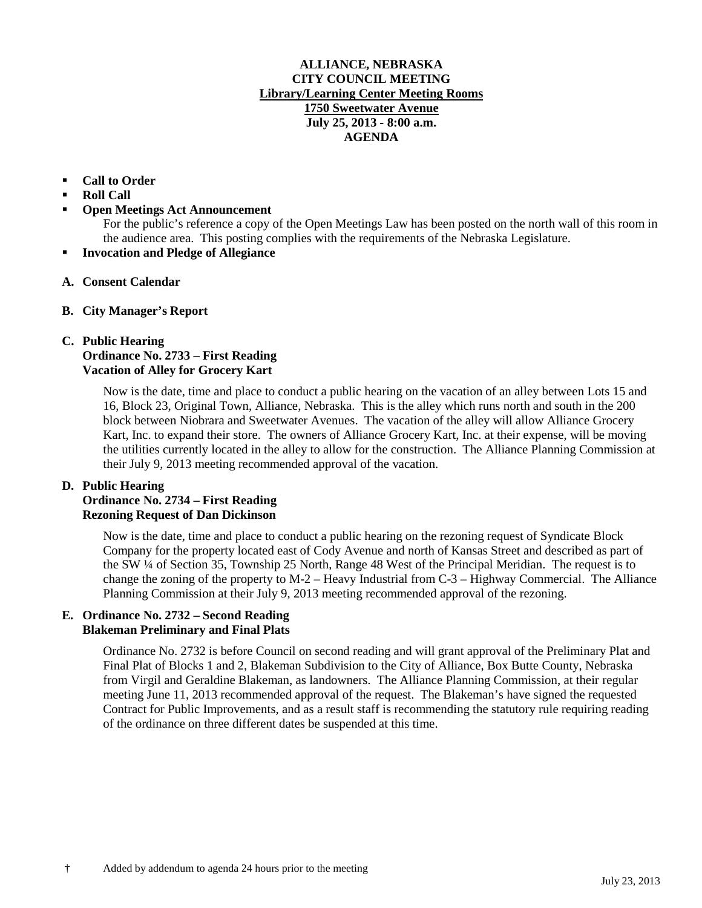**ALLIANCE, NEBRASKA**
**CITY COUNCIL MEETING**
**Library/Learning Center Meeting Rooms**
**1750 Sweetwater Avenue**
**July 25, 2013 - 8:00 a.m.**
**AGENDA**

- **Call to Order**
- **Roll Call**
- **Open Meetings Act Announcement**
  For the public's reference a copy of the Open Meetings Law has been posted on the north wall of this room in the audience area. This posting complies with the requirements of the Nebraska Legislature.
- **Invocation and Pledge of Allegiance**

**A. Consent Calendar**

**B. City Manager's Report**

**C. Public Hearing**
**Ordinance No. 2733 – First Reading**
**Vacation of Alley for Grocery Kart**

Now is the date, time and place to conduct a public hearing on the vacation of an alley between Lots 15 and 16, Block 23, Original Town, Alliance, Nebraska. This is the alley which runs north and south in the 200 block between Niobrara and Sweetwater Avenues. The vacation of the alley will allow Alliance Grocery Kart, Inc. to expand their store. The owners of Alliance Grocery Kart, Inc. at their expense, will be moving the utilities currently located in the alley to allow for the construction. The Alliance Planning Commission at their July 9, 2013 meeting recommended approval of the vacation.

**D. Public Hearing**
**Ordinance No. 2734 – First Reading**
**Rezoning Request of Dan Dickinson**

Now is the date, time and place to conduct a public hearing on the rezoning request of Syndicate Block Company for the property located east of Cody Avenue and north of Kansas Street and described as part of the SW ¼ of Section 35, Township 25 North, Range 48 West of the Principal Meridian. The request is to change the zoning of the property to M-2 – Heavy Industrial from C-3 – Highway Commercial. The Alliance Planning Commission at their July 9, 2013 meeting recommended approval of the rezoning.

**E. Ordinance No. 2732 – Second Reading**
**Blakeman Preliminary and Final Plats**

Ordinance No. 2732 is before Council on second reading and will grant approval of the Preliminary Plat and Final Plat of Blocks 1 and 2, Blakeman Subdivision to the City of Alliance, Box Butte County, Nebraska from Virgil and Geraldine Blakeman, as landowners. The Alliance Planning Commission, at their regular meeting June 11, 2013 recommended approval of the request. The Blakeman's have signed the requested Contract for Public Improvements, and as a result staff is recommending the statutory rule requiring reading of the ordinance on three different dates be suspended at this time.

† Added by addendum to agenda 24 hours prior to the meeting

July 23, 2013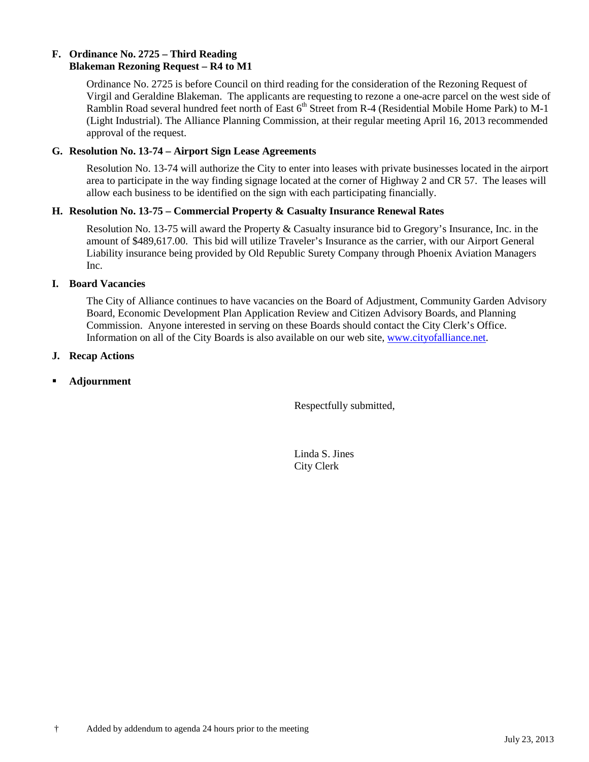**F. Ordinance No. 2725 – Third Reading**
**Blakeman Rezoning Request – R4 to M1**

Ordinance No. 2725 is before Council on third reading for the consideration of the Rezoning Request of Virgil and Geraldine Blakeman. The applicants are requesting to rezone a one-acre parcel on the west side of Ramblin Road several hundred feet north of East 6th Street from R-4 (Residential Mobile Home Park) to M-1 (Light Industrial). The Alliance Planning Commission, at their regular meeting April 16, 2013 recommended approval of the request.

**G. Resolution No. 13-74 – Airport Sign Lease Agreements**

Resolution No. 13-74 will authorize the City to enter into leases with private businesses located in the airport area to participate in the way finding signage located at the corner of Highway 2 and CR 57. The leases will allow each business to be identified on the sign with each participating financially.

**H. Resolution No. 13-75 – Commercial Property & Casualty Insurance Renewal Rates**

Resolution No. 13-75 will award the Property & Casualty insurance bid to Gregory's Insurance, Inc. in the amount of $489,617.00. This bid will utilize Traveler's Insurance as the carrier, with our Airport General Liability insurance being provided by Old Republic Surety Company through Phoenix Aviation Managers Inc.

**I. Board Vacancies**

The City of Alliance continues to have vacancies on the Board of Adjustment, Community Garden Advisory Board, Economic Development Plan Application Review and Citizen Advisory Boards, and Planning Commission. Anyone interested in serving on these Boards should contact the City Clerk's Office. Information on all of the City Boards is also available on our web site, [www.cityofalliance.net](http://www.cityofalliance.net).

**J. Recap Actions**

- **Adjournment**

Respectfully submitted,

Linda S. Jines
City Clerk

† Added by addendum to agenda 24 hours prior to the meeting

July 23, 2013